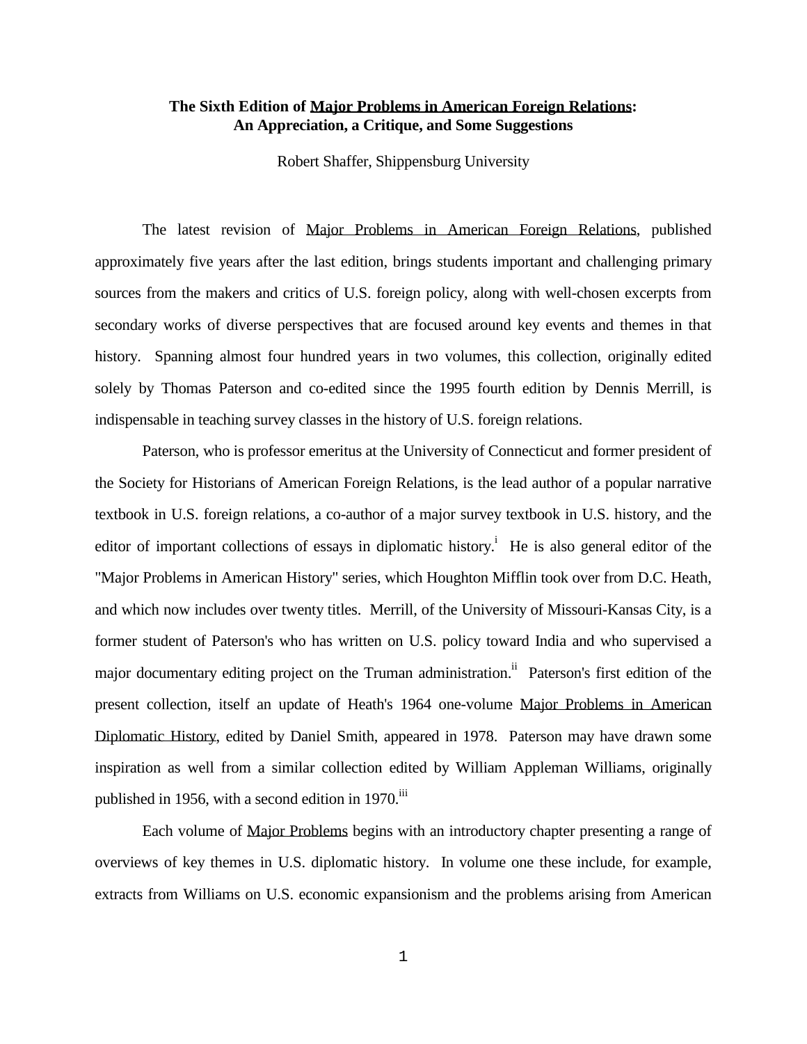**The Sixth Edition of Major Problems in American Foreign Relations: An Appreciation, a Critique, and Some Suggestions**

Robert Shaffer, Shippensburg University

The latest revision of Major Problems in American Foreign Relations, published approximately five years after the last edition, brings students important and challenging primary sources from the makers and critics of U.S. foreign policy, along with well-chosen excerpts from secondary works of diverse perspectives that are focused around key events and themes in that history. Spanning almost four hundred years in two volumes, this collection, originally edited solely by Thomas Paterson and co-edited since the 1995 fourth edition by Dennis Merrill, is indispensable in teaching survey classes in the history of U.S. foreign relations.

Paterson, who is professor emeritus at the University of Connecticut and former president of the Society for Historians of American Foreign Relations, is the lead author of a popular narrative textbook in U.S. foreign relations, a co-author of a major survey textbook in U.S. history, and the editor of important collections of essays in diplomatic history.[i] He is also general editor of the "Major Problems in American History" series, which Houghton Mifflin took over from D.C. Heath, and which now includes over twenty titles. Merrill, of the University of Missouri-Kansas City, is a former student of Paterson's who has written on U.S. policy toward India and who supervised a major documentary editing project on the Truman administration.[ii] Paterson's first edition of the present collection, itself an update of Heath's 1964 one-volume Major Problems in American Diplomatic History, edited by Daniel Smith, appeared in 1978. Paterson may have drawn some inspiration as well from a similar collection edited by William Appleman Williams, originally published in 1956, with a second edition in 1970.[iii]

Each volume of Major Problems begins with an introductory chapter presenting a range of overviews of key themes in U.S. diplomatic history. In volume one these include, for example, extracts from Williams on U.S. economic expansionism and the problems arising from American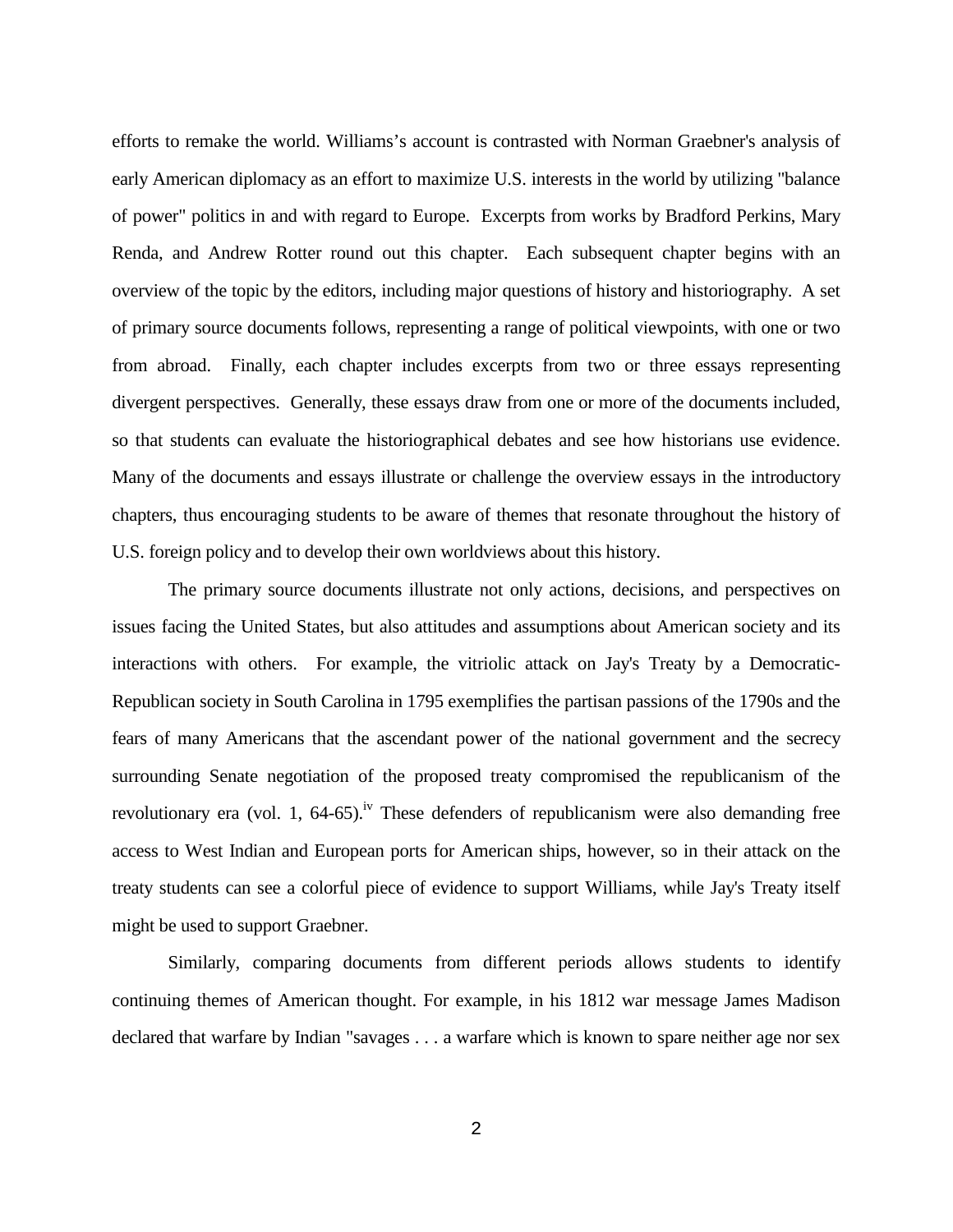efforts to remake the world. Williams's account is contrasted with Norman Graebner's analysis of early American diplomacy as an effort to maximize U.S. interests in the world by utilizing "balance of power" politics in and with regard to Europe. Excerpts from works by Bradford Perkins, Mary Renda, and Andrew Rotter round out this chapter. Each subsequent chapter begins with an overview of the topic by the editors, including major questions of history and historiography. A set of primary source documents follows, representing a range of political viewpoints, with one or two from abroad. Finally, each chapter includes excerpts from two or three essays representing divergent perspectives. Generally, these essays draw from one or more of the documents included, so that students can evaluate the historiographical debates and see how historians use evidence. Many of the documents and essays illustrate or challenge the overview essays in the introductory chapters, thus encouraging students to be aware of themes that resonate throughout the history of U.S. foreign policy and to develop their own worldviews about this history.

The primary source documents illustrate not only actions, decisions, and perspectives on issues facing the United States, but also attitudes and assumptions about American society and its interactions with others. For example, the vitriolic attack on Jay's Treaty by a Democratic-Republican society in South Carolina in 1795 exemplifies the partisan passions of the 1790s and the fears of many Americans that the ascendant power of the national government and the secrecy surrounding Senate negotiation of the proposed treaty compromised the republicanism of the revolutionary era (vol. 1, 64-65).[iv] These defenders of republicanism were also demanding free access to West Indian and European ports for American ships, however, so in their attack on the treaty students can see a colorful piece of evidence to support Williams, while Jay's Treaty itself might be used to support Graebner.

Similarly, comparing documents from different periods allows students to identify continuing themes of American thought. For example, in his 1812 war message James Madison declared that warfare by Indian "savages . . . a warfare which is known to spare neither age nor sex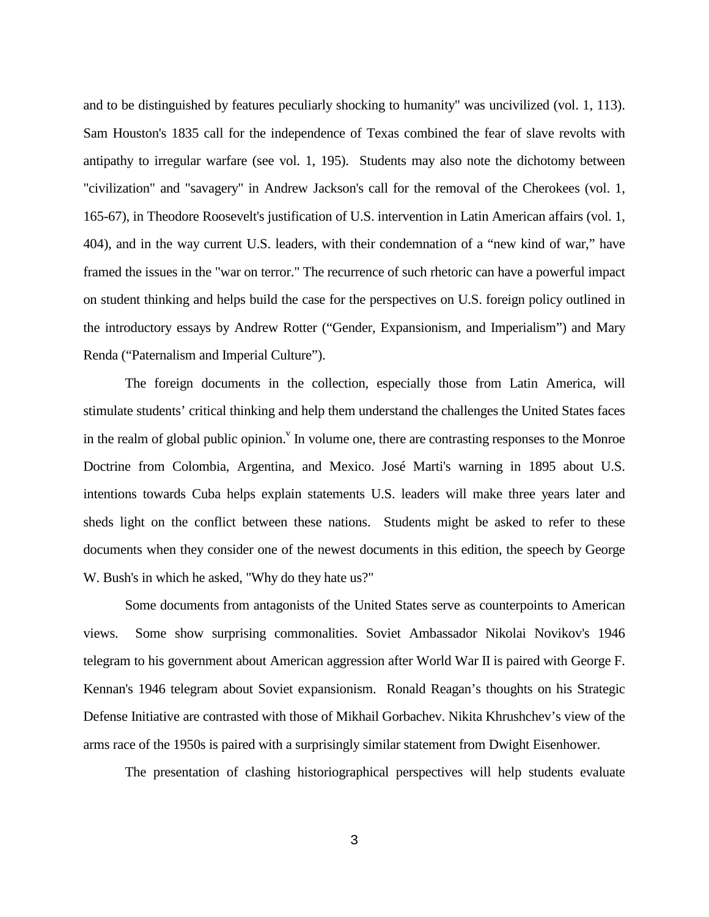and to be distinguished by features peculiarly shocking to humanity" was uncivilized (vol. 1, 113). Sam Houston's 1835 call for the independence of Texas combined the fear of slave revolts with antipathy to irregular warfare (see vol. 1, 195). Students may also note the dichotomy between "civilization" and "savagery" in Andrew Jackson's call for the removal of the Cherokees (vol. 1, 165-67), in Theodore Roosevelt's justification of U.S. intervention in Latin American affairs (vol. 1, 404), and in the way current U.S. leaders, with their condemnation of a "new kind of war," have framed the issues in the "war on terror." The recurrence of such rhetoric can have a powerful impact on student thinking and helps build the case for the perspectives on U.S. foreign policy outlined in the introductory essays by Andrew Rotter ("Gender, Expansionism, and Imperialism") and Mary Renda ("Paternalism and Imperial Culture").

The foreign documents in the collection, especially those from Latin America, will stimulate students' critical thinking and help them understand the challenges the United States faces in the realm of global public opinion.[v] In volume one, there are contrasting responses to the Monroe Doctrine from Colombia, Argentina, and Mexico. José Marti's warning in 1895 about U.S. intentions towards Cuba helps explain statements U.S. leaders will make three years later and sheds light on the conflict between these nations. Students might be asked to refer to these documents when they consider one of the newest documents in this edition, the speech by George W. Bush's in which he asked, "Why do they hate us?"

Some documents from antagonists of the United States serve as counterpoints to American views. Some show surprising commonalities. Soviet Ambassador Nikolai Novikov's 1946 telegram to his government about American aggression after World War II is paired with George F. Kennan's 1946 telegram about Soviet expansionism. Ronald Reagan's thoughts on his Strategic Defense Initiative are contrasted with those of Mikhail Gorbachev. Nikita Khrushchev's view of the arms race of the 1950s is paired with a surprisingly similar statement from Dwight Eisenhower.

The presentation of clashing historiographical perspectives will help students evaluate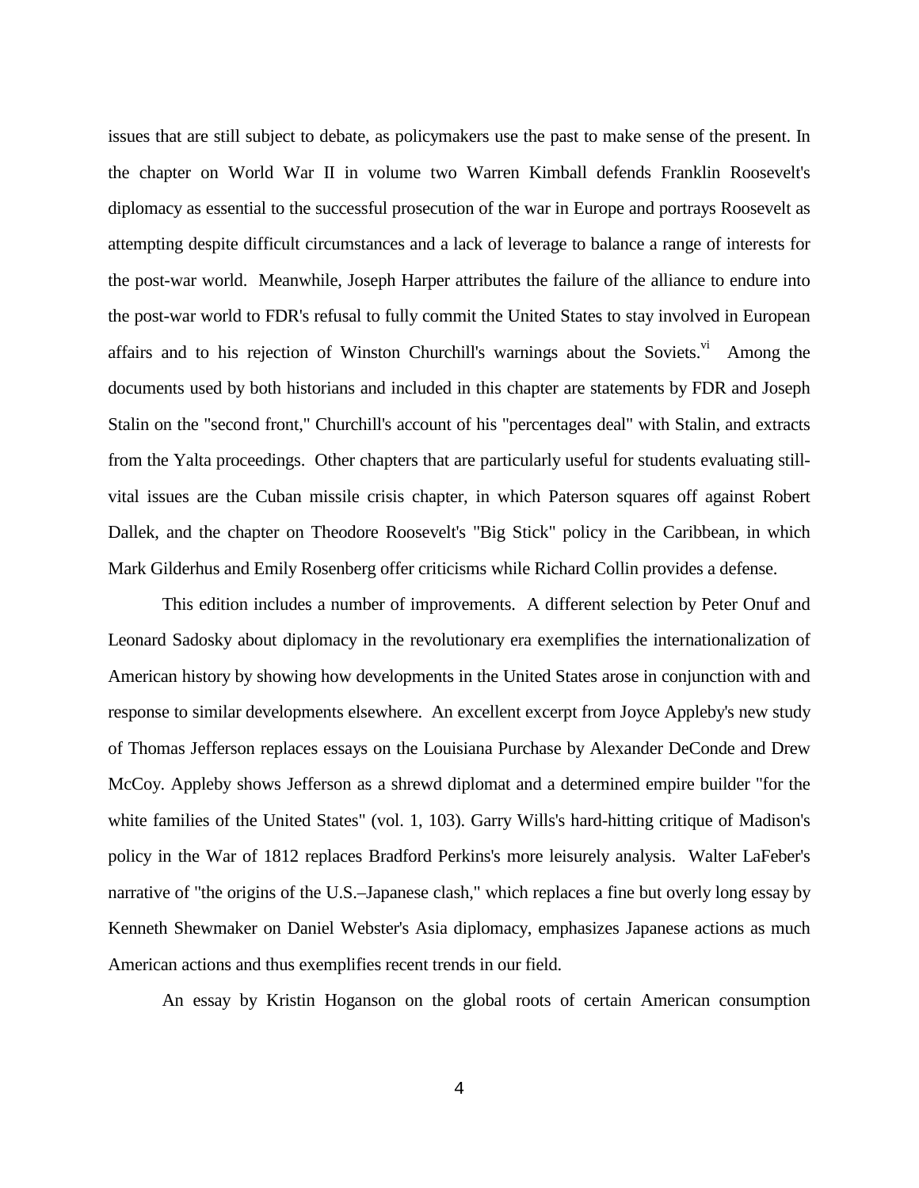issues that are still subject to debate, as policymakers use the past to make sense of the present. In the chapter on World War II in volume two Warren Kimball defends Franklin Roosevelt's diplomacy as essential to the successful prosecution of the war in Europe and portrays Roosevelt as attempting despite difficult circumstances and a lack of leverage to balance a range of interests for the post-war world. Meanwhile, Joseph Harper attributes the failure of the alliance to endure into the post-war world to FDR's refusal to fully commit the United States to stay involved in European affairs and to his rejection of Winston Churchill's warnings about the Soviets.[vi] Among the documents used by both historians and included in this chapter are statements by FDR and Joseph Stalin on the "second front," Churchill's account of his "percentages deal" with Stalin, and extracts from the Yalta proceedings. Other chapters that are particularly useful for students evaluating still-vital issues are the Cuban missile crisis chapter, in which Paterson squares off against Robert Dallek, and the chapter on Theodore Roosevelt's "Big Stick" policy in the Caribbean, in which Mark Gilderhus and Emily Rosenberg offer criticisms while Richard Collin provides a defense.

This edition includes a number of improvements. A different selection by Peter Onuf and Leonard Sadosky about diplomacy in the revolutionary era exemplifies the internationalization of American history by showing how developments in the United States arose in conjunction with and response to similar developments elsewhere. An excellent excerpt from Joyce Appleby's new study of Thomas Jefferson replaces essays on the Louisiana Purchase by Alexander DeConde and Drew McCoy. Appleby shows Jefferson as a shrewd diplomat and a determined empire builder "for the white families of the United States" (vol. 1, 103). Garry Wills's hard-hitting critique of Madison's policy in the War of 1812 replaces Bradford Perkins's more leisurely analysis. Walter LaFeber's narrative of "the origins of the U.S.–Japanese clash," which replaces a fine but overly long essay by Kenneth Shewmaker on Daniel Webster's Asia diplomacy, emphasizes Japanese actions as much American actions and thus exemplifies recent trends in our field.

An essay by Kristin Hoganson on the global roots of certain American consumption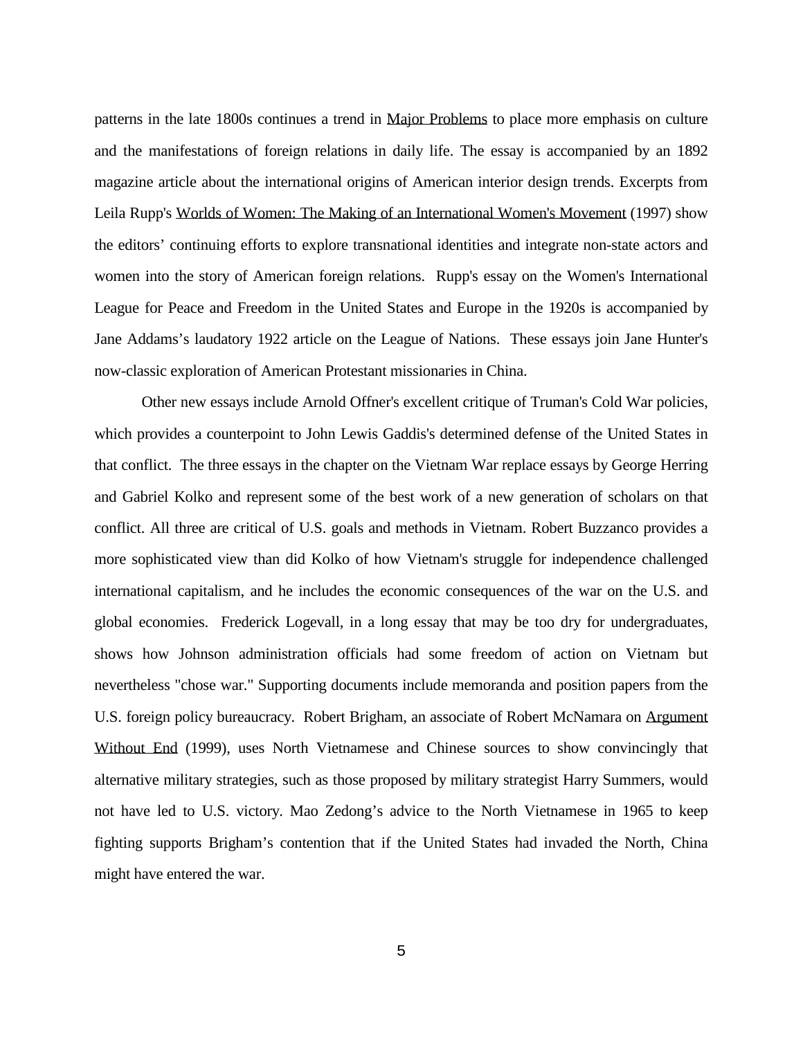patterns in the late 1800s continues a trend in <u>Major Problems</u> to place more emphasis on culture and the manifestations of foreign relations in daily life. The essay is accompanied by an 1892 magazine article about the international origins of American interior design trends. Excerpts from Leila Rupp's <u>Worlds of Women: The Making of an International Women's Movement</u> (1997) show the editors' continuing efforts to explore transnational identities and integrate non-state actors and women into the story of American foreign relations. Rupp's essay on the Women's International League for Peace and Freedom in the United States and Europe in the 1920s is accompanied by Jane Addams's laudatory 1922 article on the League of Nations. These essays join Jane Hunter's now-classic exploration of American Protestant missionaries in China.

Other new essays include Arnold Offner's excellent critique of Truman's Cold War policies, which provides a counterpoint to John Lewis Gaddis's determined defense of the United States in that conflict. The three essays in the chapter on the Vietnam War replace essays by George Herring and Gabriel Kolko and represent some of the best work of a new generation of scholars on that conflict. All three are critical of U.S. goals and methods in Vietnam. Robert Buzzanco provides a more sophisticated view than did Kolko of how Vietnam's struggle for independence challenged international capitalism, and he includes the economic consequences of the war on the U.S. and global economies. Frederick Logevall, in a long essay that may be too dry for undergraduates, shows how Johnson administration officials had some freedom of action on Vietnam but nevertheless "chose war." Supporting documents include memoranda and position papers from the U.S. foreign policy bureaucracy. Robert Brigham, an associate of Robert McNamara on <u>Argument Without End</u> (1999), uses North Vietnamese and Chinese sources to show convincingly that alternative military strategies, such as those proposed by military strategist Harry Summers, would not have led to U.S. victory. Mao Zedong's advice to the North Vietnamese in 1965 to keep fighting supports Brigham's contention that if the United States had invaded the North, China might have entered the war.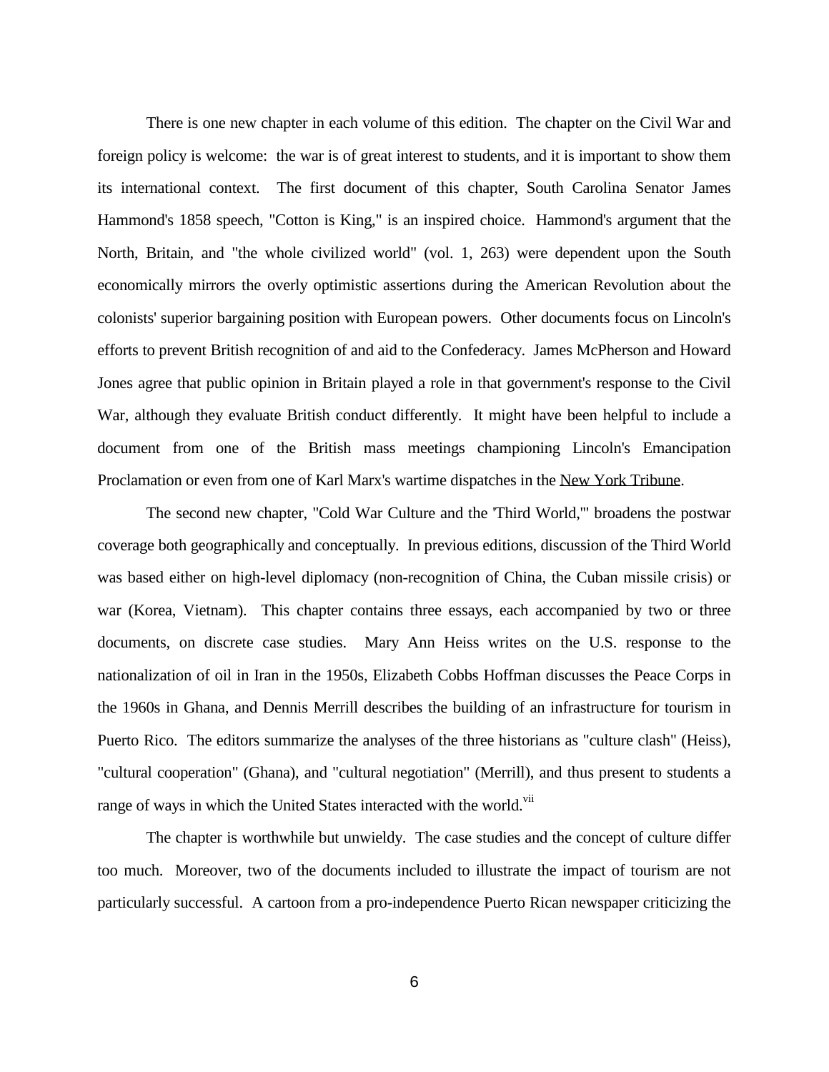There is one new chapter in each volume of this edition. The chapter on the Civil War and foreign policy is welcome: the war is of great interest to students, and it is important to show them its international context. The first document of this chapter, South Carolina Senator James Hammond's 1858 speech, "Cotton is King," is an inspired choice. Hammond's argument that the North, Britain, and "the whole civilized world" (vol. 1, 263) were dependent upon the South economically mirrors the overly optimistic assertions during the American Revolution about the colonists' superior bargaining position with European powers. Other documents focus on Lincoln's efforts to prevent British recognition of and aid to the Confederacy. James McPherson and Howard Jones agree that public opinion in Britain played a role in that government's response to the Civil War, although they evaluate British conduct differently. It might have been helpful to include a document from one of the British mass meetings championing Lincoln's Emancipation Proclamation or even from one of Karl Marx's wartime dispatches in the New York Tribune.

The second new chapter, "Cold War Culture and the 'Third World,'" broadens the postwar coverage both geographically and conceptually. In previous editions, discussion of the Third World was based either on high-level diplomacy (non-recognition of China, the Cuban missile crisis) or war (Korea, Vietnam). This chapter contains three essays, each accompanied by two or three documents, on discrete case studies. Mary Ann Heiss writes on the U.S. response to the nationalization of oil in Iran in the 1950s, Elizabeth Cobbs Hoffman discusses the Peace Corps in the 1960s in Ghana, and Dennis Merrill describes the building of an infrastructure for tourism in Puerto Rico. The editors summarize the analyses of the three historians as "culture clash" (Heiss), "cultural cooperation" (Ghana), and "cultural negotiation" (Merrill), and thus present to students a range of ways in which the United States interacted with the world.[vii]

The chapter is worthwhile but unwieldy. The case studies and the concept of culture differ too much. Moreover, two of the documents included to illustrate the impact of tourism are not particularly successful. A cartoon from a pro-independence Puerto Rican newspaper criticizing the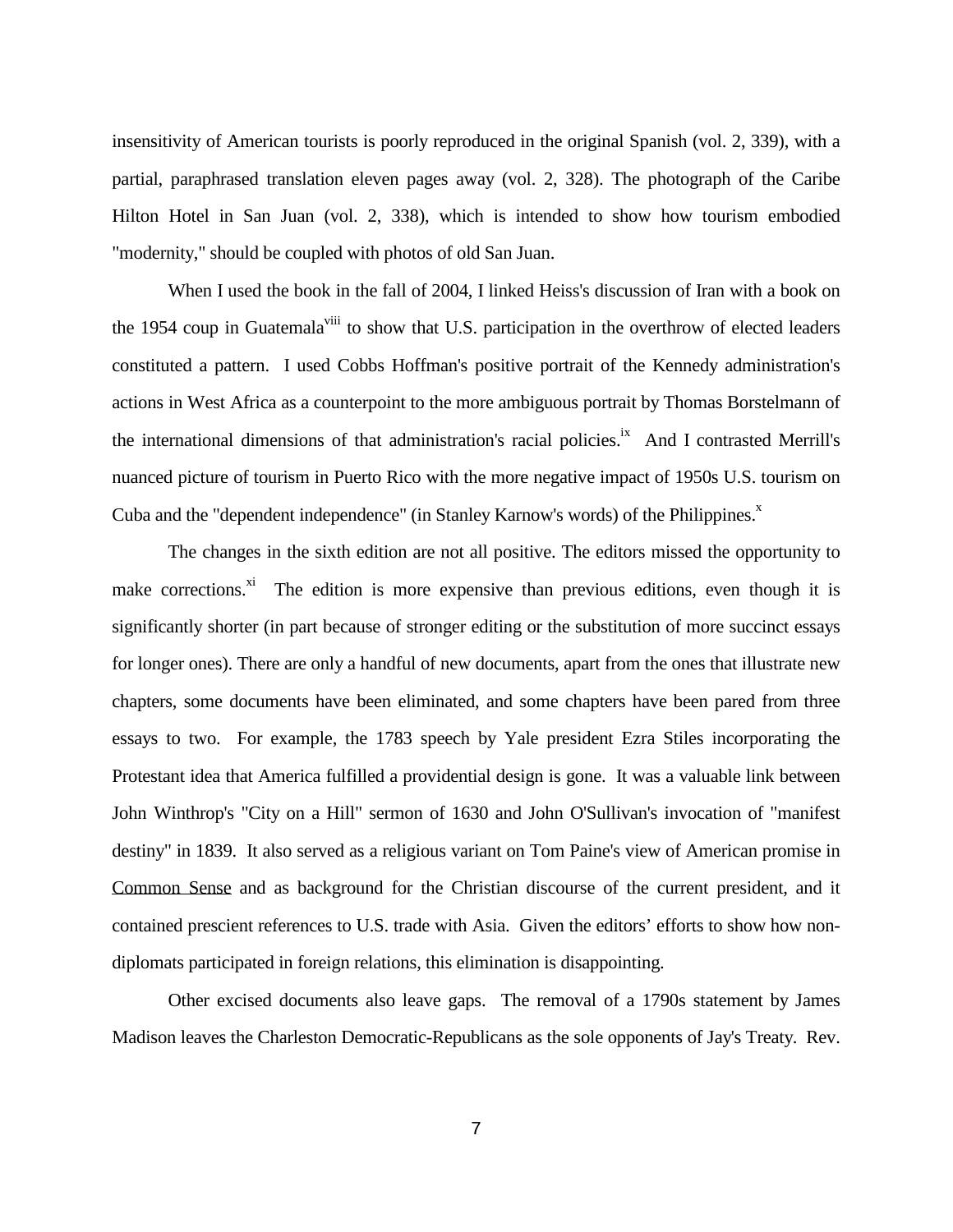insensitivity of American tourists is poorly reproduced in the original Spanish (vol. 2, 339), with a partial, paraphrased translation eleven pages away (vol. 2, 328). The photograph of the Caribe Hilton Hotel in San Juan (vol. 2, 338), which is intended to show how tourism embodied "modernity," should be coupled with photos of old San Juan.

When I used the book in the fall of 2004, I linked Heiss's discussion of Iran with a book on the 1954 coup in Guatemala[viii] to show that U.S. participation in the overthrow of elected leaders constituted a pattern. I used Cobbs Hoffman's positive portrait of the Kennedy administration's actions in West Africa as a counterpoint to the more ambiguous portrait by Thomas Borstelmann of the international dimensions of that administration's racial policies.[ix] And I contrasted Merrill's nuanced picture of tourism in Puerto Rico with the more negative impact of 1950s U.S. tourism on Cuba and the "dependent independence" (in Stanley Karnow's words) of the Philippines.[x]

The changes in the sixth edition are not all positive. The editors missed the opportunity to make corrections.[xi] The edition is more expensive than previous editions, even though it is significantly shorter (in part because of stronger editing or the substitution of more succinct essays for longer ones). There are only a handful of new documents, apart from the ones that illustrate new chapters, some documents have been eliminated, and some chapters have been pared from three essays to two. For example, the 1783 speech by Yale president Ezra Stiles incorporating the Protestant idea that America fulfilled a providential design is gone. It was a valuable link between John Winthrop's "City on a Hill" sermon of 1630 and John O'Sullivan's invocation of "manifest destiny" in 1839. It also served as a religious variant on Tom Paine's view of American promise in Common Sense and as background for the Christian discourse of the current president, and it contained prescient references to U.S. trade with Asia. Given the editors' efforts to show how non-diplomats participated in foreign relations, this elimination is disappointing.

Other excised documents also leave gaps. The removal of a 1790s statement by James Madison leaves the Charleston Democratic-Republicans as the sole opponents of Jay's Treaty. Rev.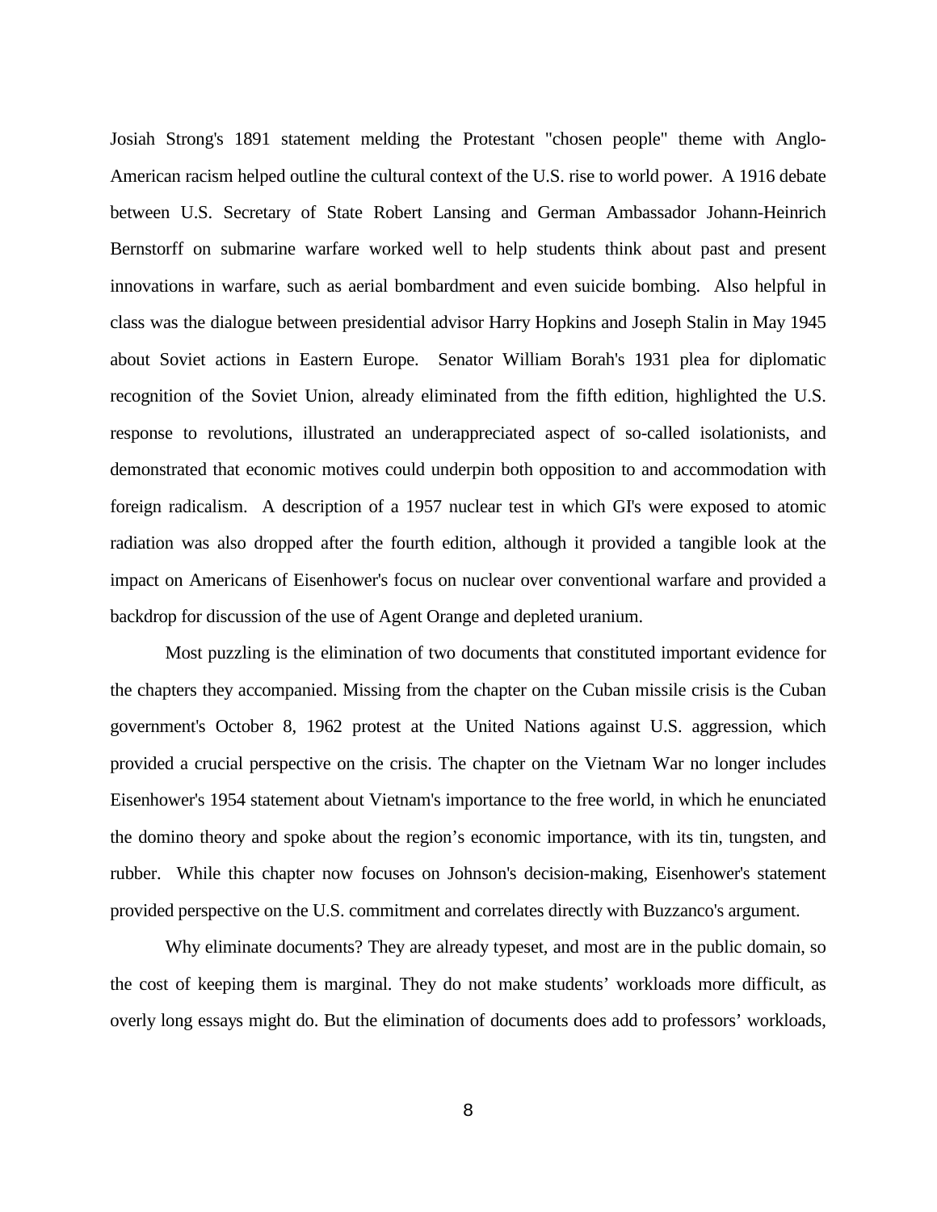Josiah Strong's 1891 statement melding the Protestant "chosen people" theme with Anglo-American racism helped outline the cultural context of the U.S. rise to world power. A 1916 debate between U.S. Secretary of State Robert Lansing and German Ambassador Johann-Heinrich Bernstorff on submarine warfare worked well to help students think about past and present innovations in warfare, such as aerial bombardment and even suicide bombing. Also helpful in class was the dialogue between presidential advisor Harry Hopkins and Joseph Stalin in May 1945 about Soviet actions in Eastern Europe. Senator William Borah's 1931 plea for diplomatic recognition of the Soviet Union, already eliminated from the fifth edition, highlighted the U.S. response to revolutions, illustrated an underappreciated aspect of so-called isolationists, and demonstrated that economic motives could underpin both opposition to and accommodation with foreign radicalism. A description of a 1957 nuclear test in which GI's were exposed to atomic radiation was also dropped after the fourth edition, although it provided a tangible look at the impact on Americans of Eisenhower's focus on nuclear over conventional warfare and provided a backdrop for discussion of the use of Agent Orange and depleted uranium.

Most puzzling is the elimination of two documents that constituted important evidence for the chapters they accompanied. Missing from the chapter on the Cuban missile crisis is the Cuban government's October 8, 1962 protest at the United Nations against U.S. aggression, which provided a crucial perspective on the crisis. The chapter on the Vietnam War no longer includes Eisenhower's 1954 statement about Vietnam's importance to the free world, in which he enunciated the domino theory and spoke about the region's economic importance, with its tin, tungsten, and rubber. While this chapter now focuses on Johnson's decision-making, Eisenhower's statement provided perspective on the U.S. commitment and correlates directly with Buzzanco's argument.

Why eliminate documents? They are already typeset, and most are in the public domain, so the cost of keeping them is marginal. They do not make students' workloads more difficult, as overly long essays might do. But the elimination of documents does add to professors' workloads,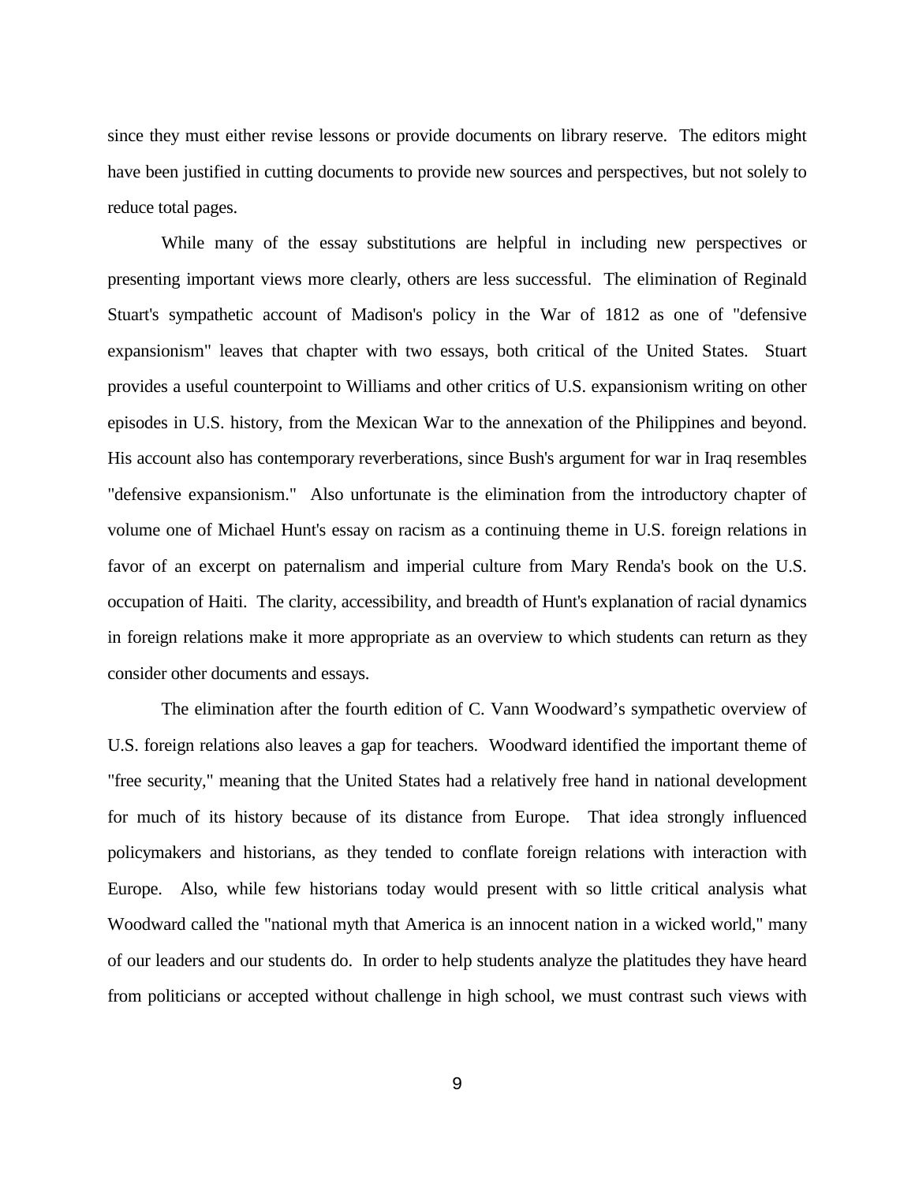since they must either revise lessons or provide documents on library reserve. The editors might have been justified in cutting documents to provide new sources and perspectives, but not solely to reduce total pages.

While many of the essay substitutions are helpful in including new perspectives or presenting important views more clearly, others are less successful. The elimination of Reginald Stuart's sympathetic account of Madison's policy in the War of 1812 as one of "defensive expansionism" leaves that chapter with two essays, both critical of the United States. Stuart provides a useful counterpoint to Williams and other critics of U.S. expansionism writing on other episodes in U.S. history, from the Mexican War to the annexation of the Philippines and beyond. His account also has contemporary reverberations, since Bush's argument for war in Iraq resembles "defensive expansionism." Also unfortunate is the elimination from the introductory chapter of volume one of Michael Hunt's essay on racism as a continuing theme in U.S. foreign relations in favor of an excerpt on paternalism and imperial culture from Mary Renda's book on the U.S. occupation of Haiti. The clarity, accessibility, and breadth of Hunt's explanation of racial dynamics in foreign relations make it more appropriate as an overview to which students can return as they consider other documents and essays.

The elimination after the fourth edition of C. Vann Woodward's sympathetic overview of U.S. foreign relations also leaves a gap for teachers. Woodward identified the important theme of "free security," meaning that the United States had a relatively free hand in national development for much of its history because of its distance from Europe. That idea strongly influenced policymakers and historians, as they tended to conflate foreign relations with interaction with Europe. Also, while few historians today would present with so little critical analysis what Woodward called the "national myth that America is an innocent nation in a wicked world," many of our leaders and our students do. In order to help students analyze the platitudes they have heard from politicians or accepted without challenge in high school, we must contrast such views with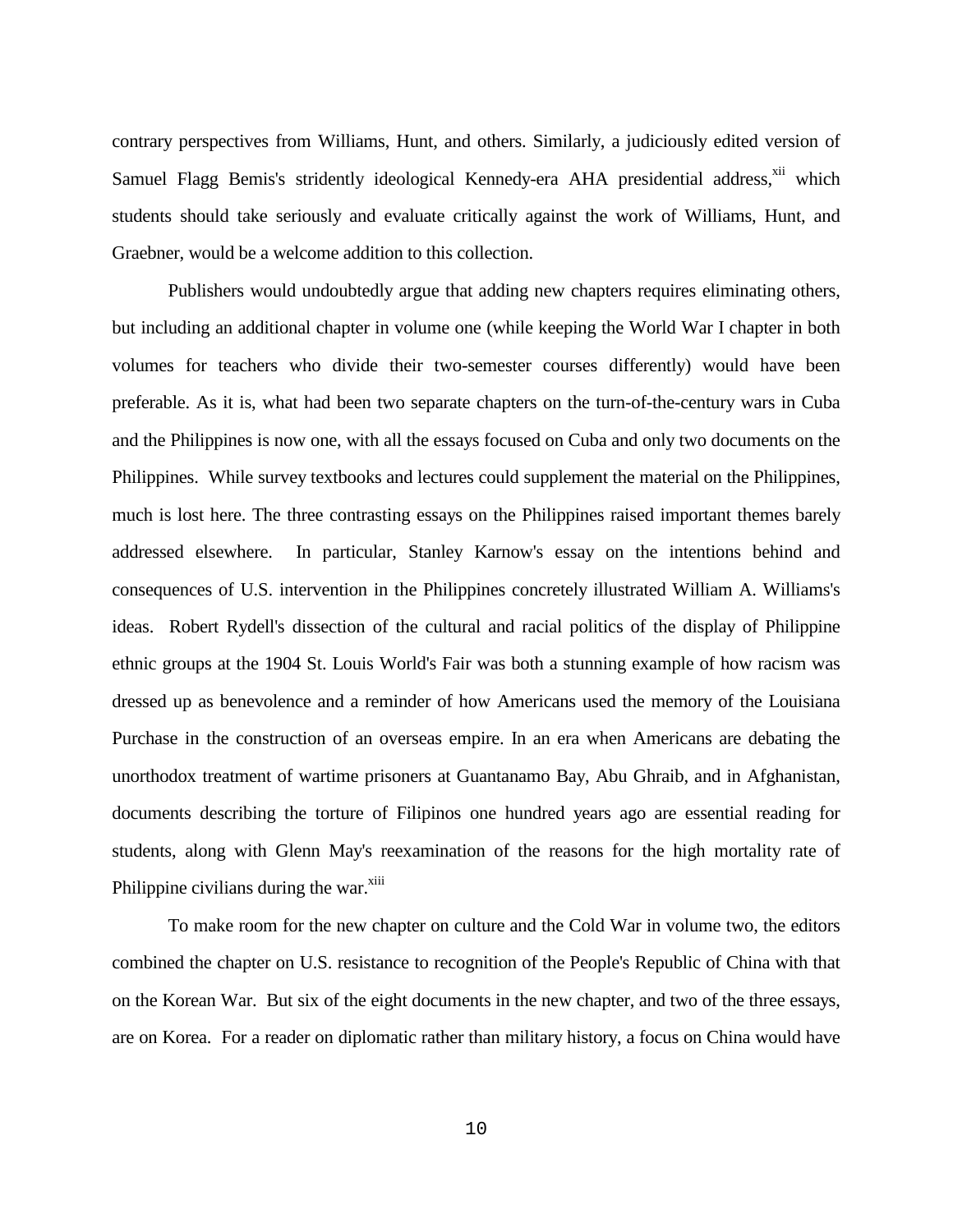contrary perspectives from Williams, Hunt, and others. Similarly, a judiciously edited version of Samuel Flagg Bemis's stridently ideological Kennedy-era AHA presidential address,[xii] which students should take seriously and evaluate critically against the work of Williams, Hunt, and Graebner, would be a welcome addition to this collection.

Publishers would undoubtedly argue that adding new chapters requires eliminating others, but including an additional chapter in volume one (while keeping the World War I chapter in both volumes for teachers who divide their two-semester courses differently) would have been preferable. As it is, what had been two separate chapters on the turn-of-the-century wars in Cuba and the Philippines is now one, with all the essays focused on Cuba and only two documents on the Philippines. While survey textbooks and lectures could supplement the material on the Philippines, much is lost here. The three contrasting essays on the Philippines raised important themes barely addressed elsewhere. In particular, Stanley Karnow's essay on the intentions behind and consequences of U.S. intervention in the Philippines concretely illustrated William A. Williams's ideas. Robert Rydell's dissection of the cultural and racial politics of the display of Philippine ethnic groups at the 1904 St. Louis World's Fair was both a stunning example of how racism was dressed up as benevolence and a reminder of how Americans used the memory of the Louisiana Purchase in the construction of an overseas empire. In an era when Americans are debating the unorthodox treatment of wartime prisoners at Guantanamo Bay, Abu Ghraib, and in Afghanistan, documents describing the torture of Filipinos one hundred years ago are essential reading for students, along with Glenn May's reexamination of the reasons for the high mortality rate of Philippine civilians during the war.[xiii]

To make room for the new chapter on culture and the Cold War in volume two, the editors combined the chapter on U.S. resistance to recognition of the People's Republic of China with that on the Korean War. But six of the eight documents in the new chapter, and two of the three essays, are on Korea. For a reader on diplomatic rather than military history, a focus on China would have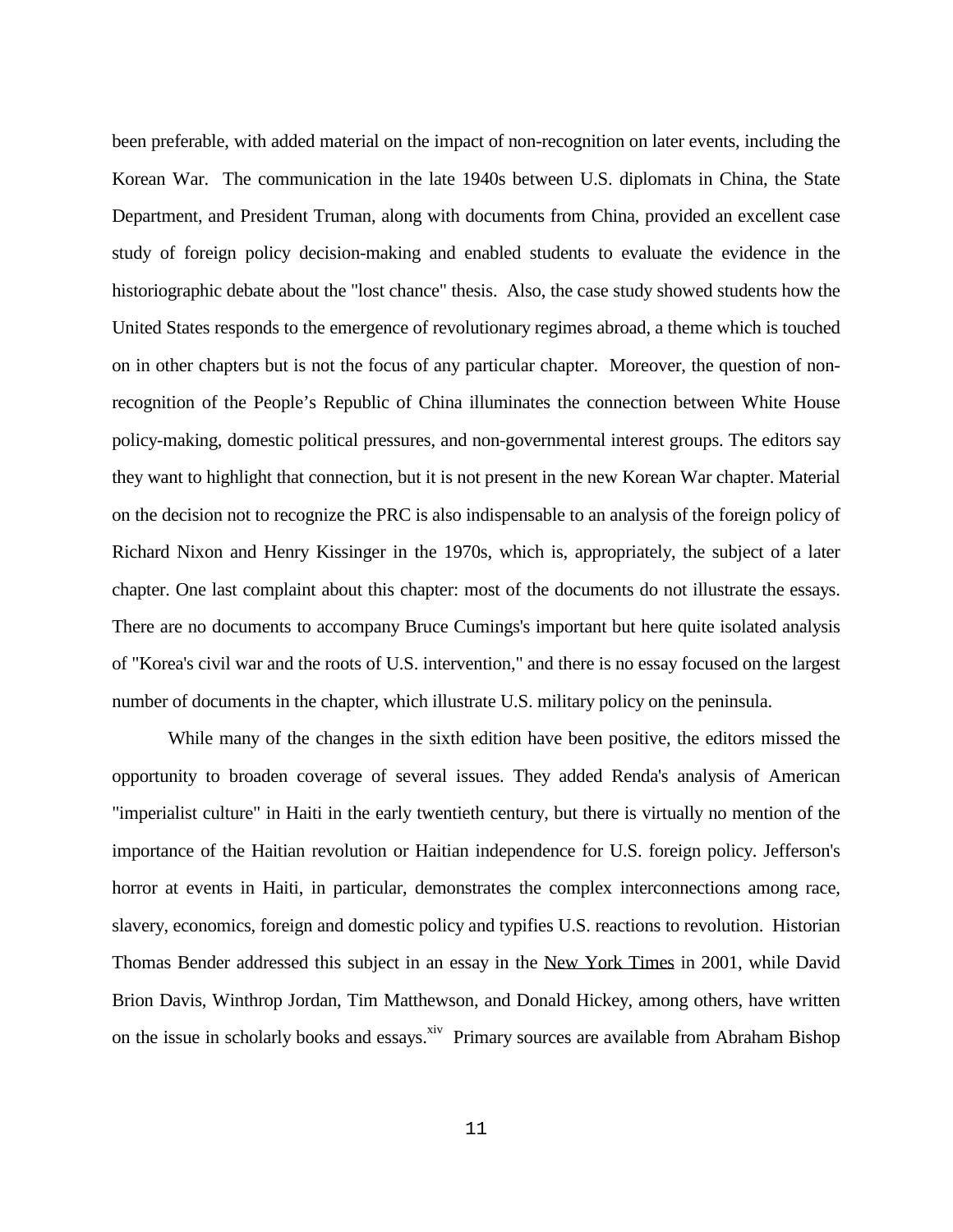been preferable, with added material on the impact of non-recognition on later events, including the Korean War. The communication in the late 1940s between U.S. diplomats in China, the State Department, and President Truman, along with documents from China, provided an excellent case study of foreign policy decision-making and enabled students to evaluate the evidence in the historiographic debate about the "lost chance" thesis. Also, the case study showed students how the United States responds to the emergence of revolutionary regimes abroad, a theme which is touched on in other chapters but is not the focus of any particular chapter. Moreover, the question of non-recognition of the People's Republic of China illuminates the connection between White House policy-making, domestic political pressures, and non-governmental interest groups. The editors say they want to highlight that connection, but it is not present in the new Korean War chapter. Material on the decision not to recognize the PRC is also indispensable to an analysis of the foreign policy of Richard Nixon and Henry Kissinger in the 1970s, which is, appropriately, the subject of a later chapter. One last complaint about this chapter: most of the documents do not illustrate the essays. There are no documents to accompany Bruce Cumings's important but here quite isolated analysis of "Korea's civil war and the roots of U.S. intervention," and there is no essay focused on the largest number of documents in the chapter, which illustrate U.S. military policy on the peninsula.

While many of the changes in the sixth edition have been positive, the editors missed the opportunity to broaden coverage of several issues. They added Renda's analysis of American "imperialist culture" in Haiti in the early twentieth century, but there is virtually no mention of the importance of the Haitian revolution or Haitian independence for U.S. foreign policy. Jefferson's horror at events in Haiti, in particular, demonstrates the complex interconnections among race, slavery, economics, foreign and domestic policy and typifies U.S. reactions to revolution. Historian Thomas Bender addressed this subject in an essay in the New York Times in 2001, while David Brion Davis, Winthrop Jordan, Tim Matthewson, and Donald Hickey, among others, have written on the issue in scholarly books and essays.[xiv] Primary sources are available from Abraham Bishop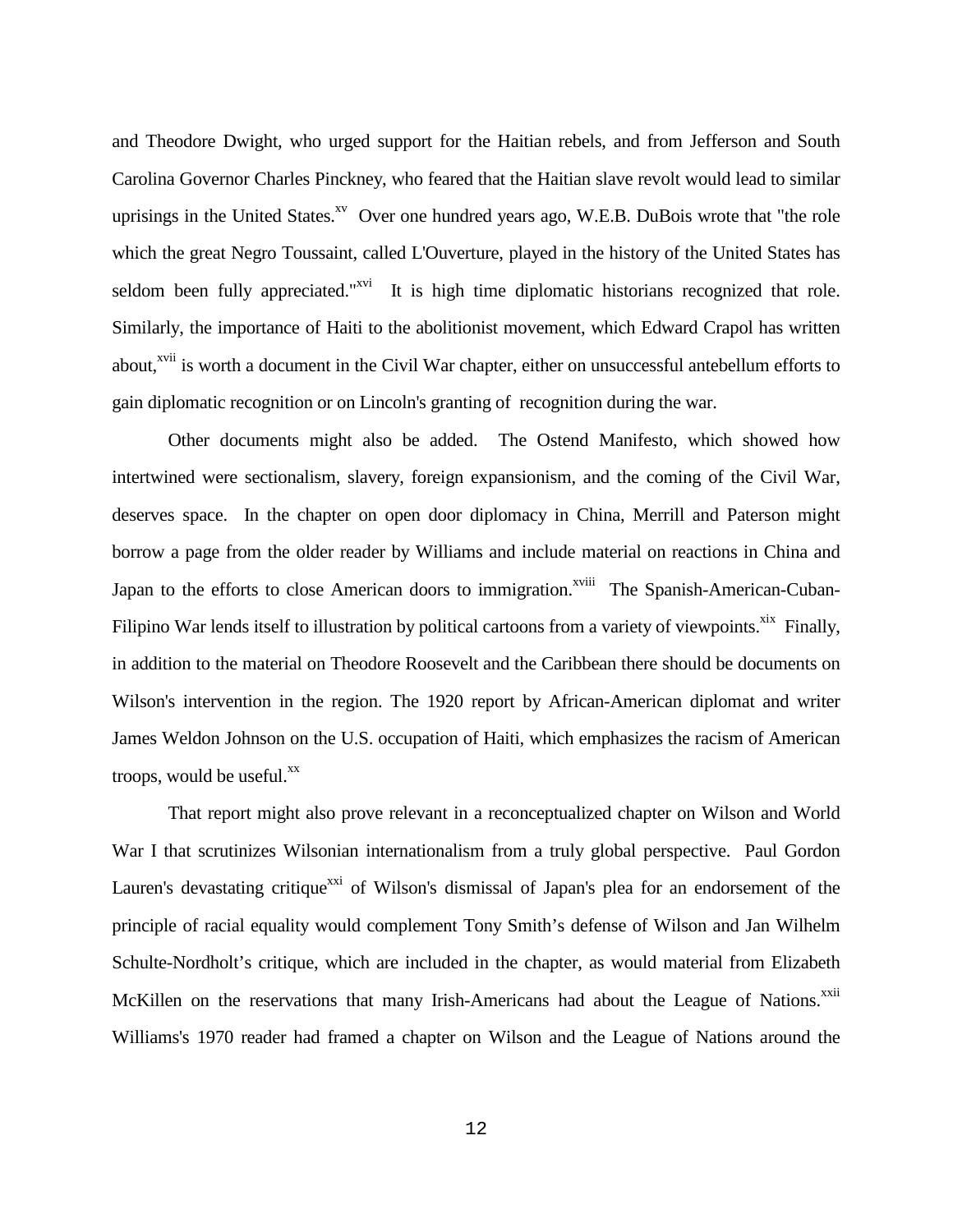and Theodore Dwight, who urged support for the Haitian rebels, and from Jefferson and South Carolina Governor Charles Pinckney, who feared that the Haitian slave revolt would lead to similar uprisings in the United States.[xv] Over one hundred years ago, W.E.B. DuBois wrote that "the role which the great Negro Toussaint, called L'Ouverture, played in the history of the United States has seldom been fully appreciated."[xvi] It is high time diplomatic historians recognized that role. Similarly, the importance of Haiti to the abolitionist movement, which Edward Crapol has written about,[xvii] is worth a document in the Civil War chapter, either on unsuccessful antebellum efforts to gain diplomatic recognition or on Lincoln's granting of recognition during the war.

Other documents might also be added. The Ostend Manifesto, which showed how intertwined were sectionalism, slavery, foreign expansionism, and the coming of the Civil War, deserves space. In the chapter on open door diplomacy in China, Merrill and Paterson might borrow a page from the older reader by Williams and include material on reactions in China and Japan to the efforts to close American doors to immigration.[xviii] The Spanish-American-Cuban-Filipino War lends itself to illustration by political cartoons from a variety of viewpoints.[xix] Finally, in addition to the material on Theodore Roosevelt and the Caribbean there should be documents on Wilson's intervention in the region. The 1920 report by African-American diplomat and writer James Weldon Johnson on the U.S. occupation of Haiti, which emphasizes the racism of American troops, would be useful.[xx]

That report might also prove relevant in a reconceptualized chapter on Wilson and World War I that scrutinizes Wilsonian internationalism from a truly global perspective. Paul Gordon Lauren's devastating critique[xxi] of Wilson's dismissal of Japan's plea for an endorsement of the principle of racial equality would complement Tony Smith's defense of Wilson and Jan Wilhelm Schulte-Nordholt's critique, which are included in the chapter, as would material from Elizabeth McKillen on the reservations that many Irish-Americans had about the League of Nations.[xxii] Williams's 1970 reader had framed a chapter on Wilson and the League of Nations around the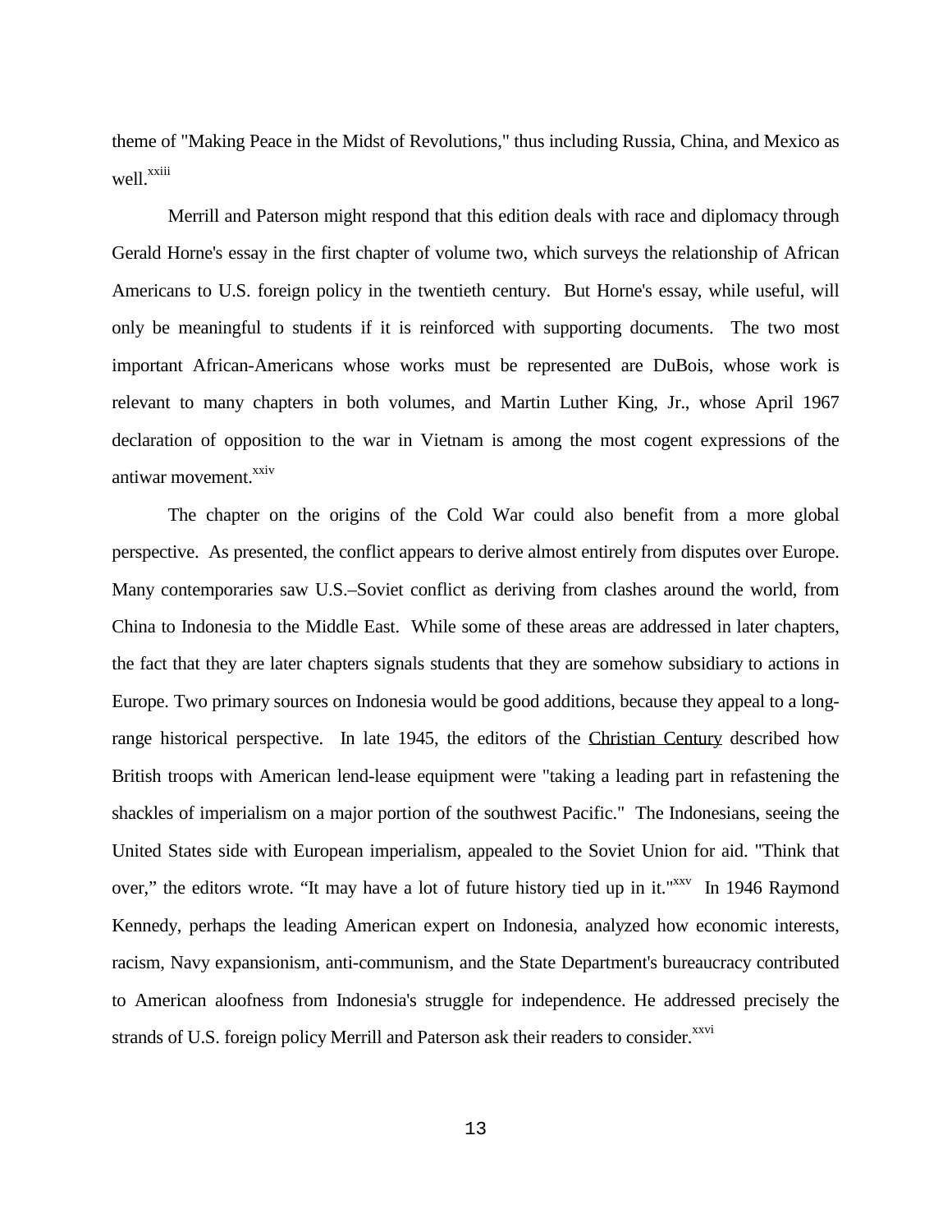theme of "Making Peace in the Midst of Revolutions," thus including Russia, China, and Mexico as well.[xxiii]

Merrill and Paterson might respond that this edition deals with race and diplomacy through Gerald Horne's essay in the first chapter of volume two, which surveys the relationship of African Americans to U.S. foreign policy in the twentieth century. But Horne's essay, while useful, will only be meaningful to students if it is reinforced with supporting documents. The two most important African-Americans whose works must be represented are DuBois, whose work is relevant to many chapters in both volumes, and Martin Luther King, Jr., whose April 1967 declaration of opposition to the war in Vietnam is among the most cogent expressions of the antiwar movement.[xxiv]

The chapter on the origins of the Cold War could also benefit from a more global perspective. As presented, the conflict appears to derive almost entirely from disputes over Europe. Many contemporaries saw U.S.–Soviet conflict as deriving from clashes around the world, from China to Indonesia to the Middle East. While some of these areas are addressed in later chapters, the fact that they are later chapters signals students that they are somehow subsidiary to actions in Europe. Two primary sources on Indonesia would be good additions, because they appeal to a long-range historical perspective. In late 1945, the editors of the Christian Century described how British troops with American lend-lease equipment were "taking a leading part in refastening the shackles of imperialism on a major portion of the southwest Pacific." The Indonesians, seeing the United States side with European imperialism, appealed to the Soviet Union for aid. "Think that over," the editors wrote. "It may have a lot of future history tied up in it."[xxv] In 1946 Raymond Kennedy, perhaps the leading American expert on Indonesia, analyzed how economic interests, racism, Navy expansionism, anti-communism, and the State Department's bureaucracy contributed to American aloofness from Indonesia's struggle for independence. He addressed precisely the strands of U.S. foreign policy Merrill and Paterson ask their readers to consider.[xxvi]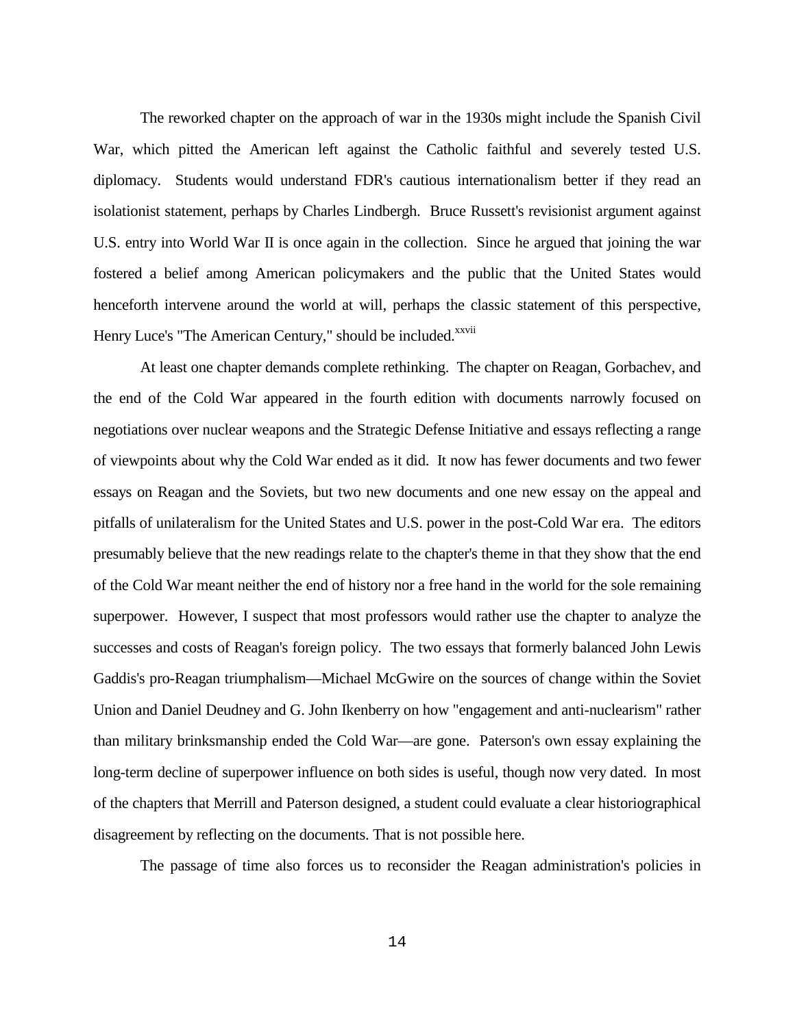The reworked chapter on the approach of war in the 1930s might include the Spanish Civil War, which pitted the American left against the Catholic faithful and severely tested U.S. diplomacy. Students would understand FDR's cautious internationalism better if they read an isolationist statement, perhaps by Charles Lindbergh. Bruce Russett's revisionist argument against U.S. entry into World War II is once again in the collection. Since he argued that joining the war fostered a belief among American policymakers and the public that the United States would henceforth intervene around the world at will, perhaps the classic statement of this perspective, Henry Luce's "The American Century," should be included.[xxvii]

At least one chapter demands complete rethinking. The chapter on Reagan, Gorbachev, and the end of the Cold War appeared in the fourth edition with documents narrowly focused on negotiations over nuclear weapons and the Strategic Defense Initiative and essays reflecting a range of viewpoints about why the Cold War ended as it did. It now has fewer documents and two fewer essays on Reagan and the Soviets, but two new documents and one new essay on the appeal and pitfalls of unilateralism for the United States and U.S. power in the post-Cold War era. The editors presumably believe that the new readings relate to the chapter's theme in that they show that the end of the Cold War meant neither the end of history nor a free hand in the world for the sole remaining superpower. However, I suspect that most professors would rather use the chapter to analyze the successes and costs of Reagan's foreign policy. The two essays that formerly balanced John Lewis Gaddis's pro-Reagan triumphalism—Michael McGwire on the sources of change within the Soviet Union and Daniel Deudney and G. John Ikenberry on how "engagement and anti-nuclearism" rather than military brinksmanship ended the Cold War—are gone. Paterson's own essay explaining the long-term decline of superpower influence on both sides is useful, though now very dated. In most of the chapters that Merrill and Paterson designed, a student could evaluate a clear historiographical disagreement by reflecting on the documents. That is not possible here.

The passage of time also forces us to reconsider the Reagan administration's policies in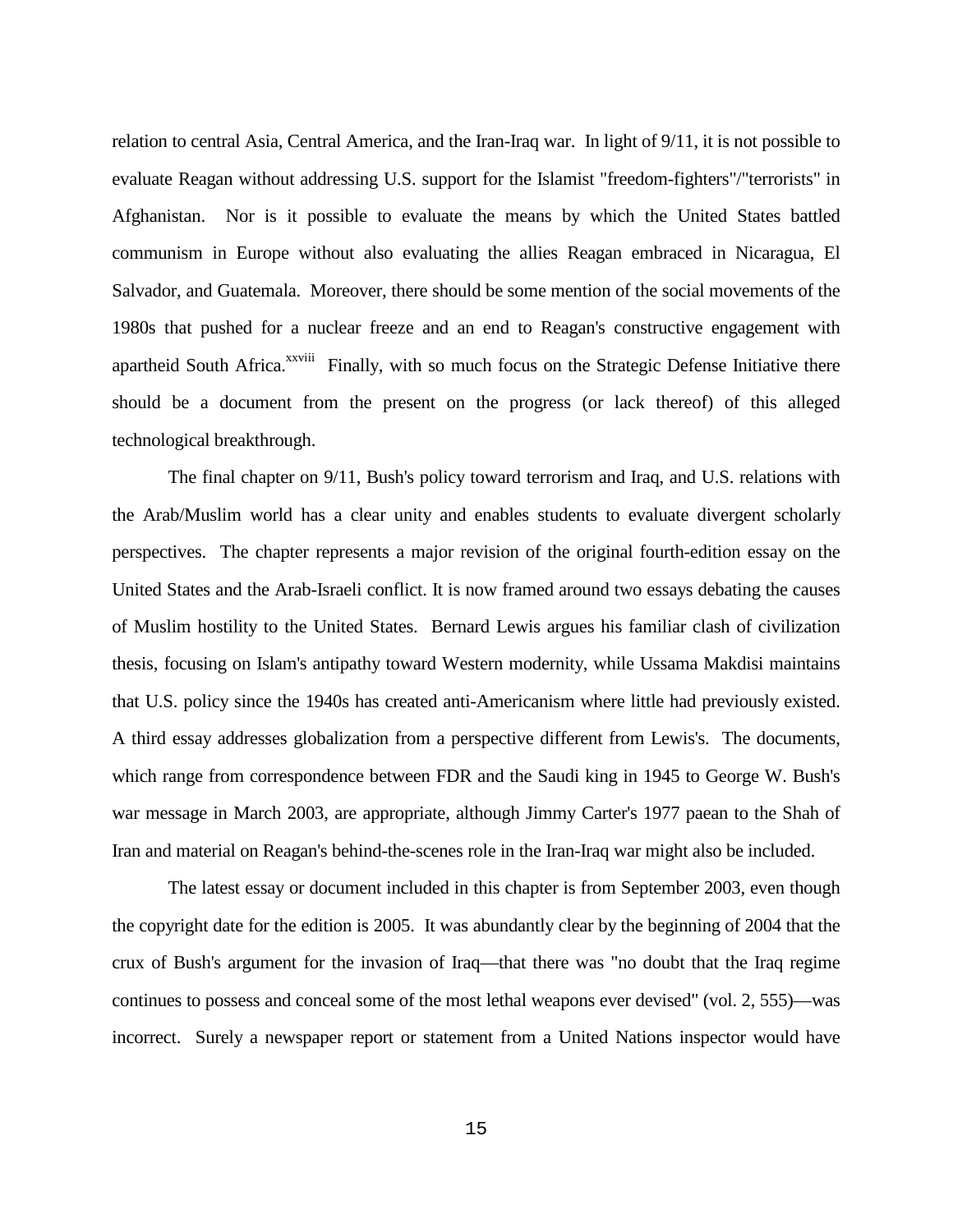relation to central Asia, Central America, and the Iran-Iraq war. In light of 9/11, it is not possible to evaluate Reagan without addressing U.S. support for the Islamist "freedom-fighters"/"terrorists" in Afghanistan. Nor is it possible to evaluate the means by which the United States battled communism in Europe without also evaluating the allies Reagan embraced in Nicaragua, El Salvador, and Guatemala. Moreover, there should be some mention of the social movements of the 1980s that pushed for a nuclear freeze and an end to Reagan's constructive engagement with apartheid South Africa.[xxviii] Finally, with so much focus on the Strategic Defense Initiative there should be a document from the present on the progress (or lack thereof) of this alleged technological breakthrough.

The final chapter on 9/11, Bush's policy toward terrorism and Iraq, and U.S. relations with the Arab/Muslim world has a clear unity and enables students to evaluate divergent scholarly perspectives. The chapter represents a major revision of the original fourth-edition essay on the United States and the Arab-Israeli conflict. It is now framed around two essays debating the causes of Muslim hostility to the United States. Bernard Lewis argues his familiar clash of civilization thesis, focusing on Islam's antipathy toward Western modernity, while Ussama Makdisi maintains that U.S. policy since the 1940s has created anti-Americanism where little had previously existed. A third essay addresses globalization from a perspective different from Lewis's. The documents, which range from correspondence between FDR and the Saudi king in 1945 to George W. Bush's war message in March 2003, are appropriate, although Jimmy Carter's 1977 paean to the Shah of Iran and material on Reagan's behind-the-scenes role in the Iran-Iraq war might also be included.

The latest essay or document included in this chapter is from September 2003, even though the copyright date for the edition is 2005. It was abundantly clear by the beginning of 2004 that the crux of Bush's argument for the invasion of Iraq—that there was "no doubt that the Iraq regime continues to possess and conceal some of the most lethal weapons ever devised" (vol. 2, 555)—was incorrect. Surely a newspaper report or statement from a United Nations inspector would have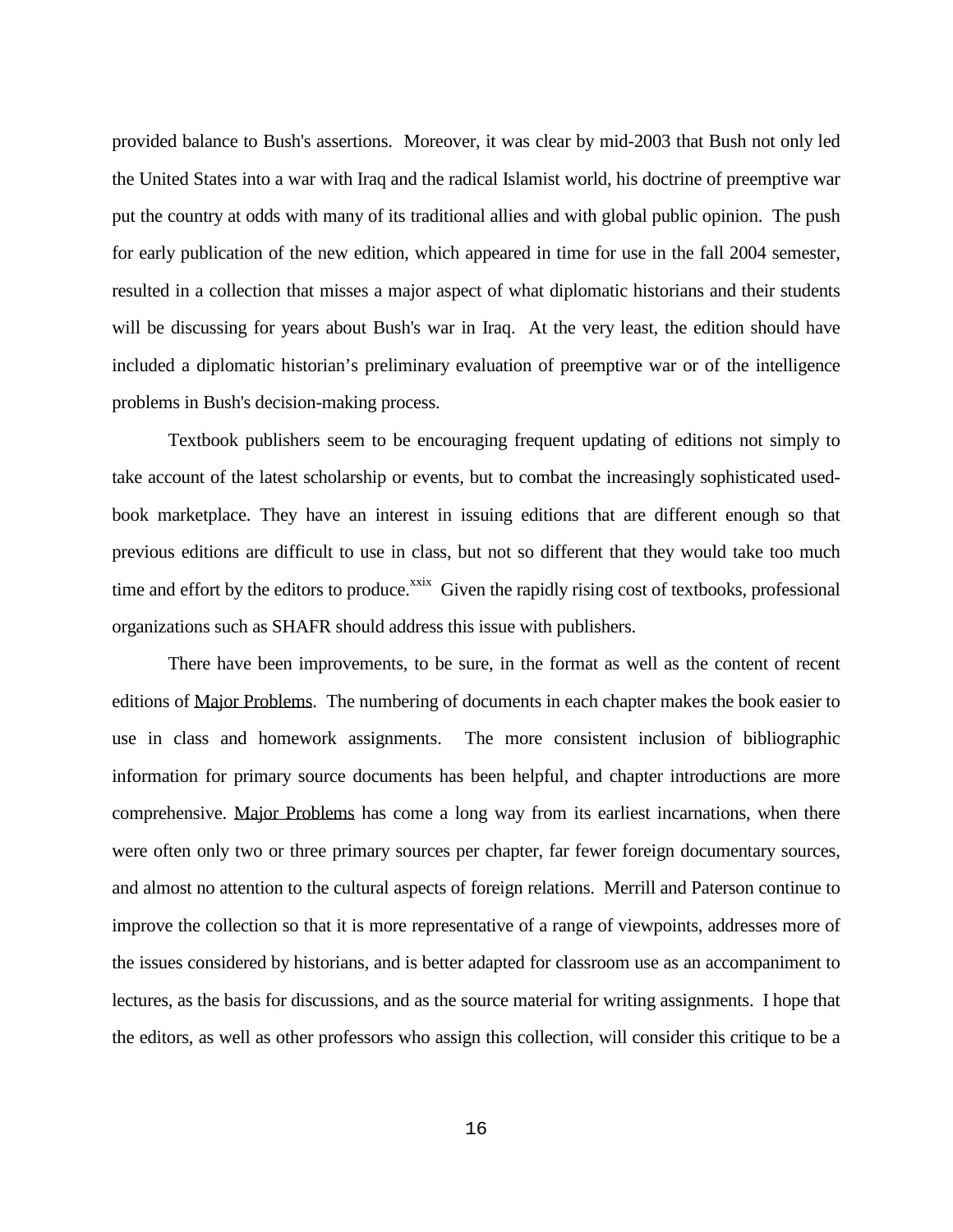provided balance to Bush's assertions. Moreover, it was clear by mid-2003 that Bush not only led the United States into a war with Iraq and the radical Islamist world, his doctrine of preemptive war put the country at odds with many of its traditional allies and with global public opinion. The push for early publication of the new edition, which appeared in time for use in the fall 2004 semester, resulted in a collection that misses a major aspect of what diplomatic historians and their students will be discussing for years about Bush's war in Iraq. At the very least, the edition should have included a diplomatic historian's preliminary evaluation of preemptive war or of the intelligence problems in Bush's decision-making process.

Textbook publishers seem to be encouraging frequent updating of editions not simply to take account of the latest scholarship or events, but to combat the increasingly sophisticated used-book marketplace. They have an interest in issuing editions that are different enough so that previous editions are difficult to use in class, but not so different that they would take too much time and effort by the editors to produce.[xxix] Given the rapidly rising cost of textbooks, professional organizations such as SHAFR should address this issue with publishers.

There have been improvements, to be sure, in the format as well as the content of recent editions of Major Problems. The numbering of documents in each chapter makes the book easier to use in class and homework assignments. The more consistent inclusion of bibliographic information for primary source documents has been helpful, and chapter introductions are more comprehensive. Major Problems has come a long way from its earliest incarnations, when there were often only two or three primary sources per chapter, far fewer foreign documentary sources, and almost no attention to the cultural aspects of foreign relations. Merrill and Paterson continue to improve the collection so that it is more representative of a range of viewpoints, addresses more of the issues considered by historians, and is better adapted for classroom use as an accompaniment to lectures, as the basis for discussions, and as the source material for writing assignments. I hope that the editors, as well as other professors who assign this collection, will consider this critique to be a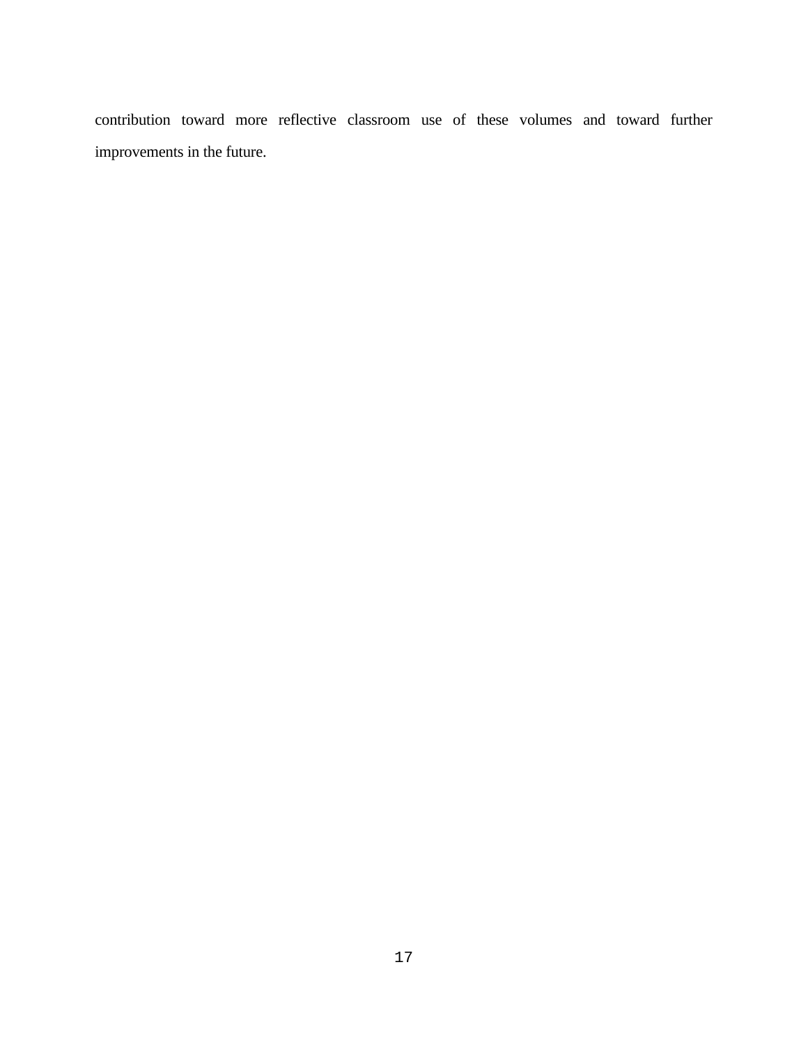contribution toward more reflective classroom use of these volumes and toward further improvements in the future.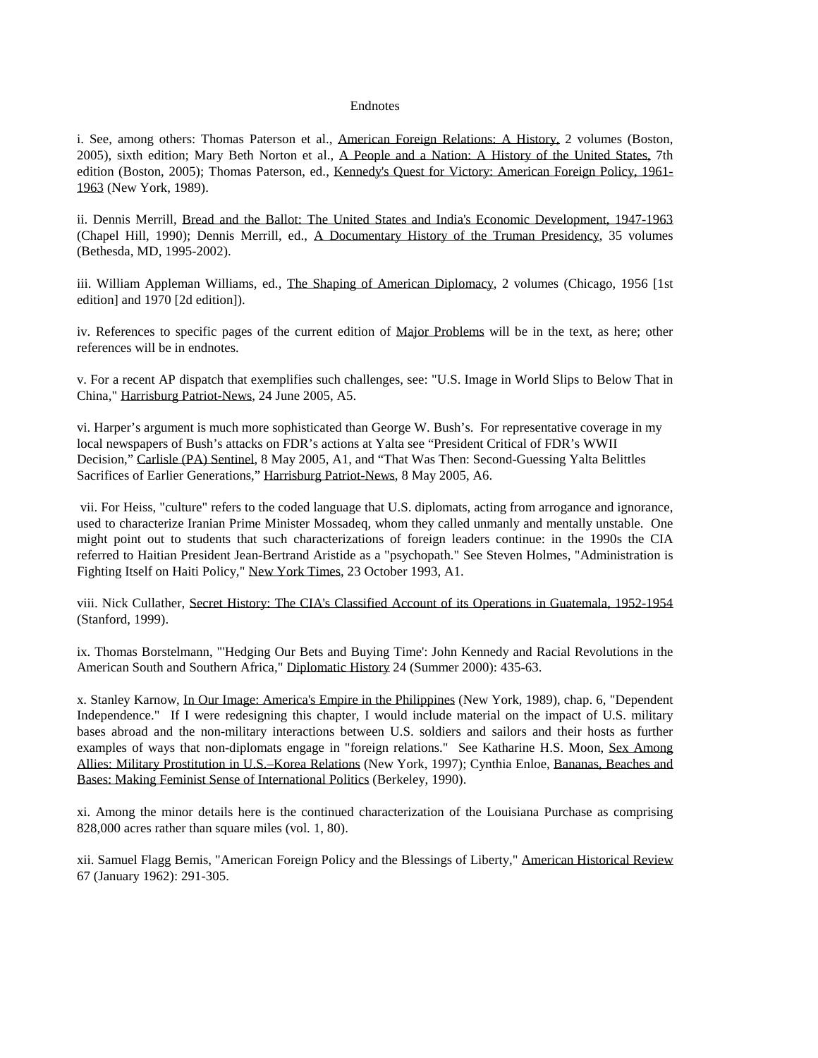Endnotes

i. See, among others: Thomas Paterson et al., American Foreign Relations: A History, 2 volumes (Boston, 2005), sixth edition; Mary Beth Norton et al., A People and a Nation: A History of the United States, 7th edition (Boston, 2005); Thomas Paterson, ed., Kennedy's Quest for Victory: American Foreign Policy, 1961-1963 (New York, 1989).

ii. Dennis Merrill, Bread and the Ballot: The United States and India's Economic Development, 1947-1963 (Chapel Hill, 1990); Dennis Merrill, ed., A Documentary History of the Truman Presidency, 35 volumes (Bethesda, MD, 1995-2002).

iii. William Appleman Williams, ed., The Shaping of American Diplomacy, 2 volumes (Chicago, 1956 [1st edition] and 1970 [2d edition]).

iv. References to specific pages of the current edition of Major Problems will be in the text, as here; other references will be in endnotes.

v. For a recent AP dispatch that exemplifies such challenges, see: "U.S. Image in World Slips to Below That in China," Harrisburg Patriot-News, 24 June 2005, A5.

vi. Harper's argument is much more sophisticated than George W. Bush's. For representative coverage in my local newspapers of Bush's attacks on FDR's actions at Yalta see "President Critical of FDR's WWII Decision," Carlisle (PA) Sentinel, 8 May 2005, A1, and "That Was Then: Second-Guessing Yalta Belittles Sacrifices of Earlier Generations," Harrisburg Patriot-News, 8 May 2005, A6.

vii. For Heiss, "culture" refers to the coded language that U.S. diplomats, acting from arrogance and ignorance, used to characterize Iranian Prime Minister Mossadeq, whom they called unmanly and mentally unstable. One might point out to students that such characterizations of foreign leaders continue: in the 1990s the CIA referred to Haitian President Jean-Bertrand Aristide as a "psychopath." See Steven Holmes, "Administration is Fighting Itself on Haiti Policy," New York Times, 23 October 1993, A1.

viii. Nick Cullather, Secret History: The CIA's Classified Account of its Operations in Guatemala, 1952-1954 (Stanford, 1999).

ix. Thomas Borstelmann, "'Hedging Our Bets and Buying Time': John Kennedy and Racial Revolutions in the American South and Southern Africa," Diplomatic History 24 (Summer 2000): 435-63.

x. Stanley Karnow, In Our Image: America's Empire in the Philippines (New York, 1989), chap. 6, "Dependent Independence." If I were redesigning this chapter, I would include material on the impact of U.S. military bases abroad and the non-military interactions between U.S. soldiers and sailors and their hosts as further examples of ways that non-diplomats engage in "foreign relations." See Katharine H.S. Moon, Sex Among Allies: Military Prostitution in U.S.–Korea Relations (New York, 1997); Cynthia Enloe, Bananas, Beaches and Bases: Making Feminist Sense of International Politics (Berkeley, 1990).

xi. Among the minor details here is the continued characterization of the Louisiana Purchase as comprising 828,000 acres rather than square miles (vol. 1, 80).

xii. Samuel Flagg Bemis, "American Foreign Policy and the Blessings of Liberty," American Historical Review 67 (January 1962): 291-305.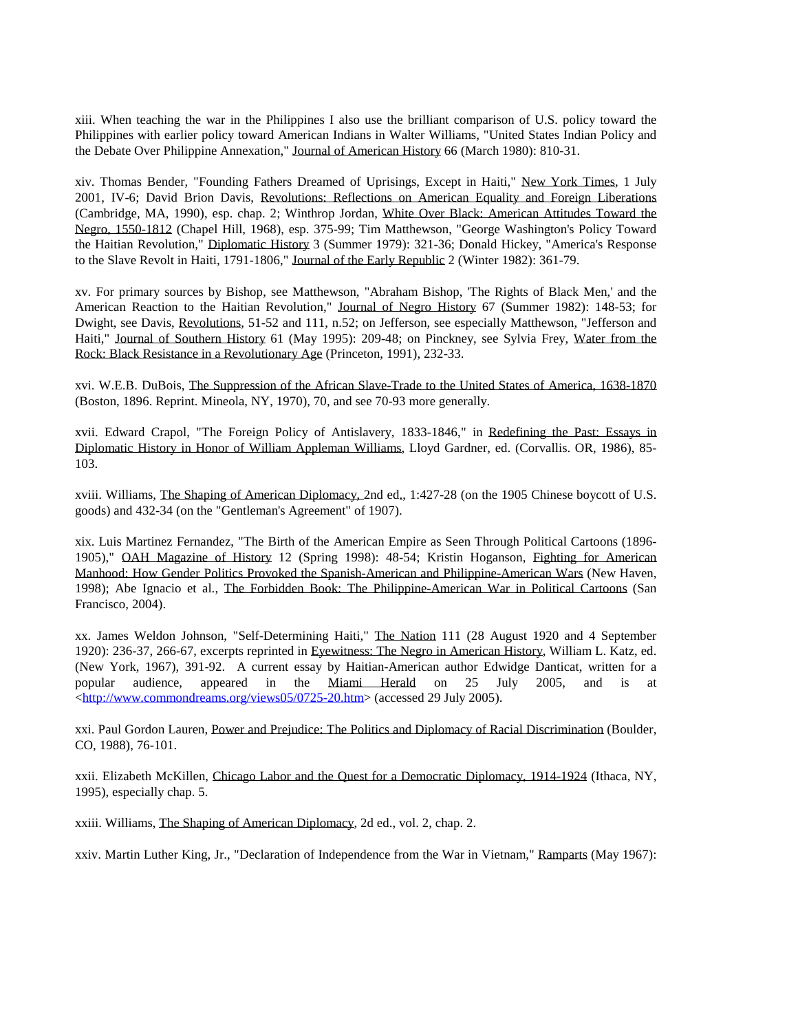xiii. When teaching the war in the Philippines I also use the brilliant comparison of U.S. policy toward the Philippines with earlier policy toward American Indians in Walter Williams, "United States Indian Policy and the Debate Over Philippine Annexation," Journal of American History 66 (March 1980): 810-31.

xiv. Thomas Bender, "Founding Fathers Dreamed of Uprisings, Except in Haiti," New York Times, 1 July 2001, IV-6; David Brion Davis, Revolutions: Reflections on American Equality and Foreign Liberations (Cambridge, MA, 1990), esp. chap. 2; Winthrop Jordan, White Over Black: American Attitudes Toward the Negro, 1550-1812 (Chapel Hill, 1968), esp. 375-99; Tim Matthewson, "George Washington's Policy Toward the Haitian Revolution," Diplomatic History 3 (Summer 1979): 321-36; Donald Hickey, "America's Response to the Slave Revolt in Haiti, 1791-1806," Journal of the Early Republic 2 (Winter 1982): 361-79.

xv. For primary sources by Bishop, see Matthewson, "Abraham Bishop, 'The Rights of Black Men,' and the American Reaction to the Haitian Revolution," Journal of Negro History 67 (Summer 1982): 148-53; for Dwight, see Davis, Revolutions, 51-52 and 111, n.52; on Jefferson, see especially Matthewson, "Jefferson and Haiti," Journal of Southern History 61 (May 1995): 209-48; on Pinckney, see Sylvia Frey, Water from the Rock: Black Resistance in a Revolutionary Age (Princeton, 1991), 232-33.

xvi. W.E.B. DuBois, The Suppression of the African Slave-Trade to the United States of America, 1638-1870 (Boston, 1896. Reprint. Mineola, NY, 1970), 70, and see 70-93 more generally.

xvii. Edward Crapol, "The Foreign Policy of Antislavery, 1833-1846," in Redefining the Past: Essays in Diplomatic History in Honor of William Appleman Williams, Lloyd Gardner, ed. (Corvallis. OR, 1986), 85-103.

xviii. Williams, The Shaping of American Diplomacy, 2nd ed., 1:427-28 (on the 1905 Chinese boycott of U.S. goods) and 432-34 (on the "Gentleman's Agreement" of 1907).

xix. Luis Martinez Fernandez, "The Birth of the American Empire as Seen Through Political Cartoons (1896-1905)," OAH Magazine of History 12 (Spring 1998): 48-54; Kristin Hoganson, Fighting for American Manhood: How Gender Politics Provoked the Spanish-American and Philippine-American Wars (New Haven, 1998); Abe Ignacio et al., The Forbidden Book: The Philippine-American War in Political Cartoons (San Francisco, 2004).

xx. James Weldon Johnson, "Self-Determining Haiti," The Nation 111 (28 August 1920 and 4 September 1920): 236-37, 266-67, excerpts reprinted in Eyewitness: The Negro in American History, William L. Katz, ed. (New York, 1967), 391-92. A current essay by Haitian-American author Edwidge Danticat, written for a popular audience, appeared in the Miami Herald on 25 July 2005, and is at <http://www.commondreams.org/views05/0725-20.htm> (accessed 29 July 2005).

xxi. Paul Gordon Lauren, Power and Prejudice: The Politics and Diplomacy of Racial Discrimination (Boulder, CO, 1988), 76-101.

xxii. Elizabeth McKillen, Chicago Labor and the Quest for a Democratic Diplomacy, 1914-1924 (Ithaca, NY, 1995), especially chap. 5.

xxiii. Williams, The Shaping of American Diplomacy, 2d ed., vol. 2, chap. 2.

xxiv. Martin Luther King, Jr., "Declaration of Independence from the War in Vietnam," Ramparts (May 1967):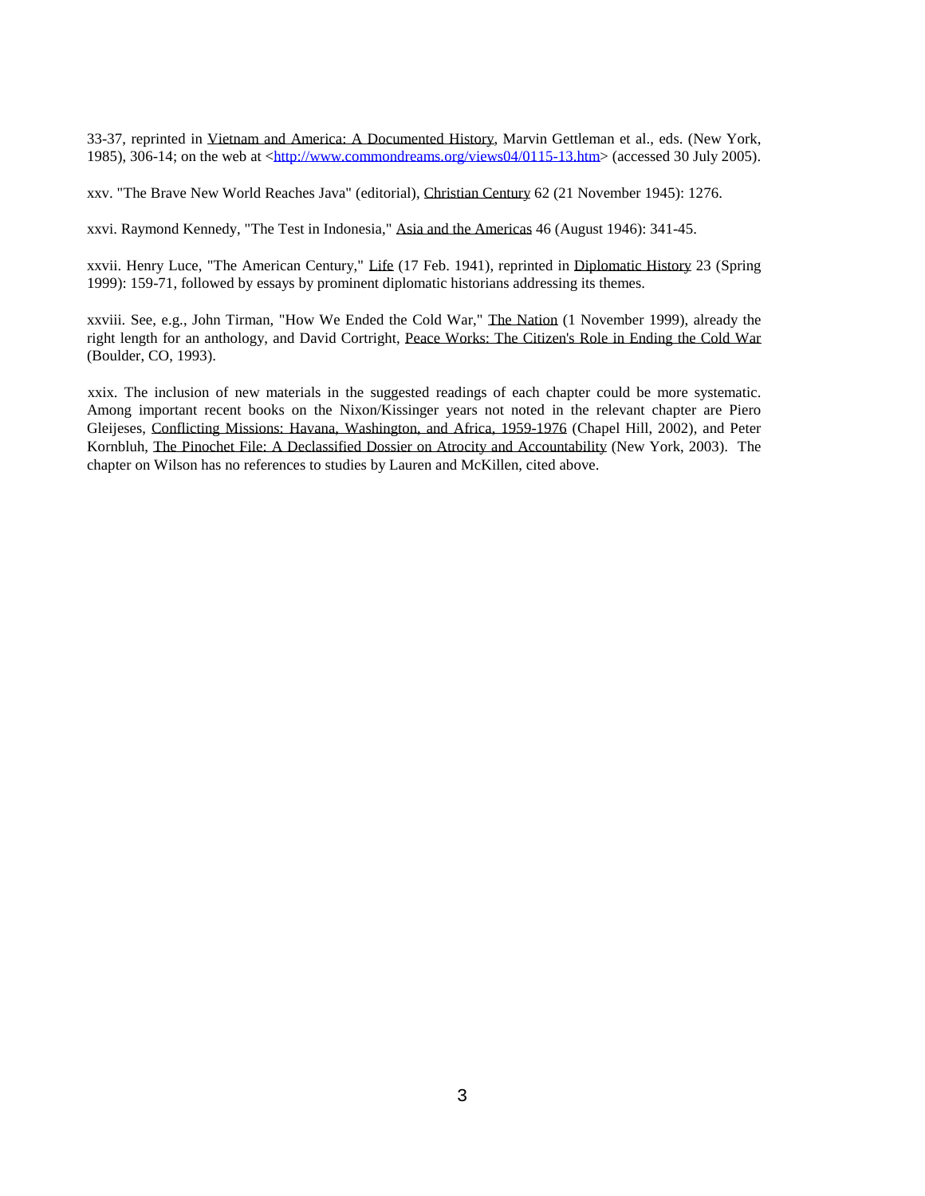33-37, reprinted in Vietnam and America: A Documented History, Marvin Gettleman et al., eds. (New York, 1985), 306-14; on the web at <http://www.commondreams.org/views04/0115-13.htm> (accessed 30 July 2005).

xxv. "The Brave New World Reaches Java" (editorial), Christian Century 62 (21 November 1945): 1276.

xxvi. Raymond Kennedy, "The Test in Indonesia," Asia and the Americas 46 (August 1946): 341-45.

xxvii. Henry Luce, "The American Century," Life (17 Feb. 1941), reprinted in Diplomatic History 23 (Spring 1999): 159-71, followed by essays by prominent diplomatic historians addressing its themes.

xxviii. See, e.g., John Tirman, "How We Ended the Cold War," The Nation (1 November 1999), already the right length for an anthology, and David Cortright, Peace Works: The Citizen's Role in Ending the Cold War (Boulder, CO, 1993).

xxix. The inclusion of new materials in the suggested readings of each chapter could be more systematic. Among important recent books on the Nixon/Kissinger years not noted in the relevant chapter are Piero Gleijeses, Conflicting Missions: Havana, Washington, and Africa, 1959-1976 (Chapel Hill, 2002), and Peter Kornbluh, The Pinochet File: A Declassified Dossier on Atrocity and Accountability (New York, 2003). The chapter on Wilson has no references to studies by Lauren and McKillen, cited above.